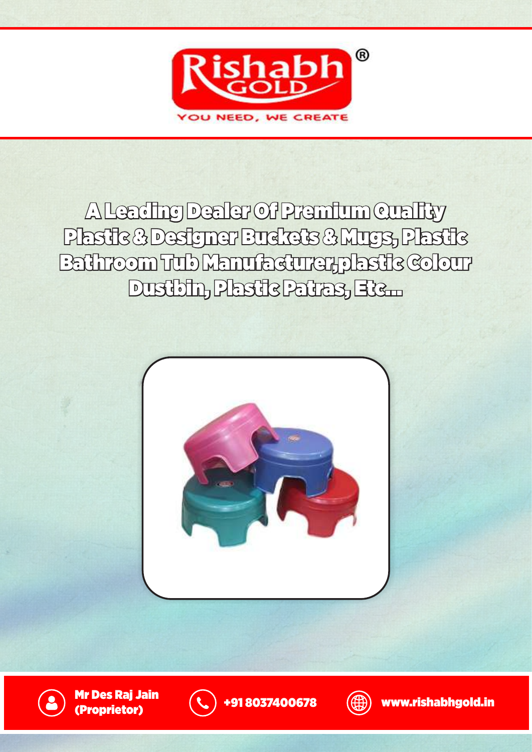# Rishabh GOLD®

YOU NEED, WE CREATE

## A Leading Dealer Of Premium Quality Plastic & Designer Buckets & Mugs, Plastic Bathroom Tub Manufacturer,plastic Colour Dustbin, Plastic Patras, Etc...

**Mr Des Raj Jain (Proprietor)**

**+91 8037400678**

**www.rishabhgold.in**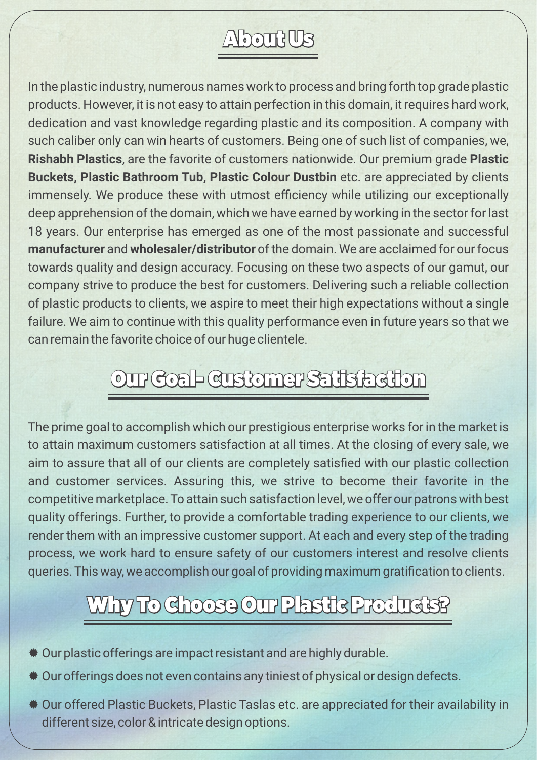## About Us

In the plastic industry, numerous names work to process and bring forth top grade plastic products. However, it is not easy to attain perfection in this domain, it requires hard work, dedication and vast knowledge regarding plastic and its composition. A company with such caliber only can win hearts of customers. Being one of such list of companies, we, **Rishabh Plastics**, are the favorite of customers nationwide. Our premium grade **Plastic Buckets, Plastic Bathroom Tub, Plastic Colour Dustbin** etc. are appreciated by clients immensely. We produce these with utmost efficiency while utilizing our exceptionally deep apprehension of the domain, which we have earned by working in the sector for last 18 years. Our enterprise has emerged as one of the most passionate and successful **manufacturer** and **wholesaler/distributor** of the domain. We are acclaimed for our focus towards quality and design accuracy. Focusing on these two aspects of our gamut, our company strive to produce the best for customers. Delivering such a reliable collection of plastic products to clients, we aspire to meet their high expectations without a single failure. We aim to continue with this quality performance even in future years so that we can remain the favorite choice of our huge clientele.

## Our Goal- Customer Satisfaction

The prime goal to accomplish which our prestigious enterprise works for in the market is to attain maximum customers satisfaction at all times. At the closing of every sale, we aim to assure that all of our clients are completely satisfied with our plastic collection and customer services. Assuring this, we strive to become their favorite in the competitive marketplace. To attain such satisfaction level, we offer our patrons with best quality offerings. Further, to provide a comfortable trading experience to our clients, we render them with an impressive customer support. At each and every step of the trading process, we work hard to ensure safety of our customers interest and resolve clients queries. This way, we accomplish our goal of providing maximum gratification to clients.

## Why To Choose Our Plastic Products?

- Our plastic offerings are impact resistant and are highly durable.
- Our offerings does not even contains any tiniest of physical or design defects.
- Our offered Plastic Buckets, Plastic Taslas etc. are appreciated for their availability in different size, color & intricate design options.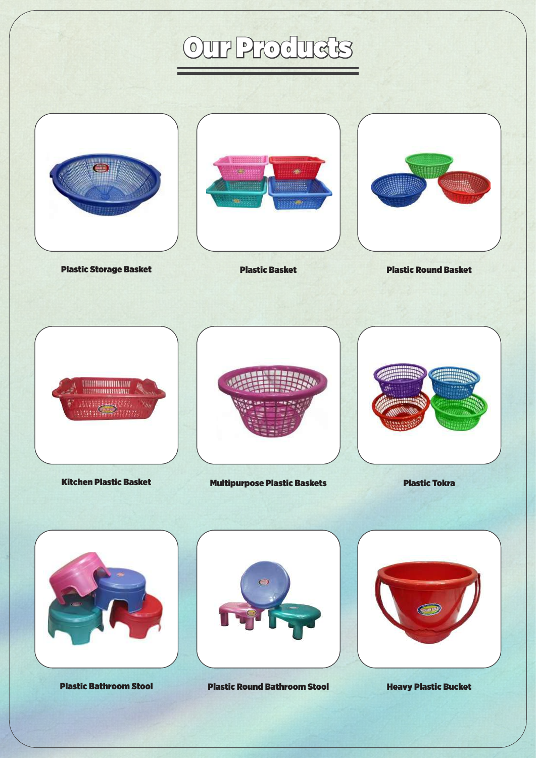# Our Products

**Plastic Storage Basket**

**Plastic Basket**

**Plastic Round Basket**

**Kitchen Plastic Basket**

**Multipurpose Plastic Baskets**

**Plastic Tokra**

**Plastic Bathroom Stool**

**Plastic Round Bathroom Stool**

**Heavy Plastic Bucket**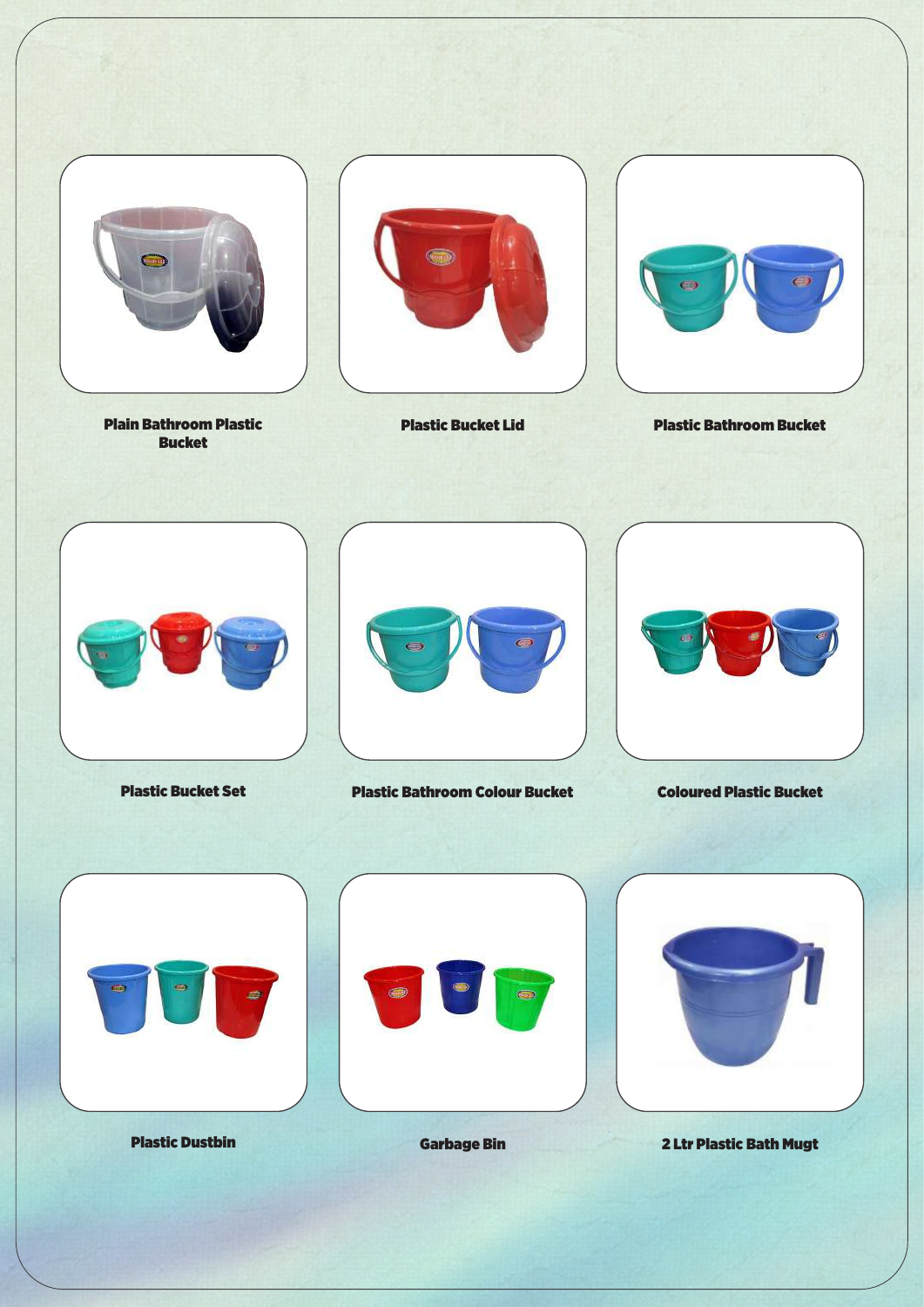**Plain Bathroom Plastic Bucket**

**Plastic Bucket Lid**

**Plastic Bathroom Bucket**

**Plastic Bucket Set**

**Plastic Bathroom Colour Bucket**

**Coloured Plastic Bucket**

**Plastic Dustbin**

**Garbage Bin**

**2 Ltr Plastic Bath Mugt**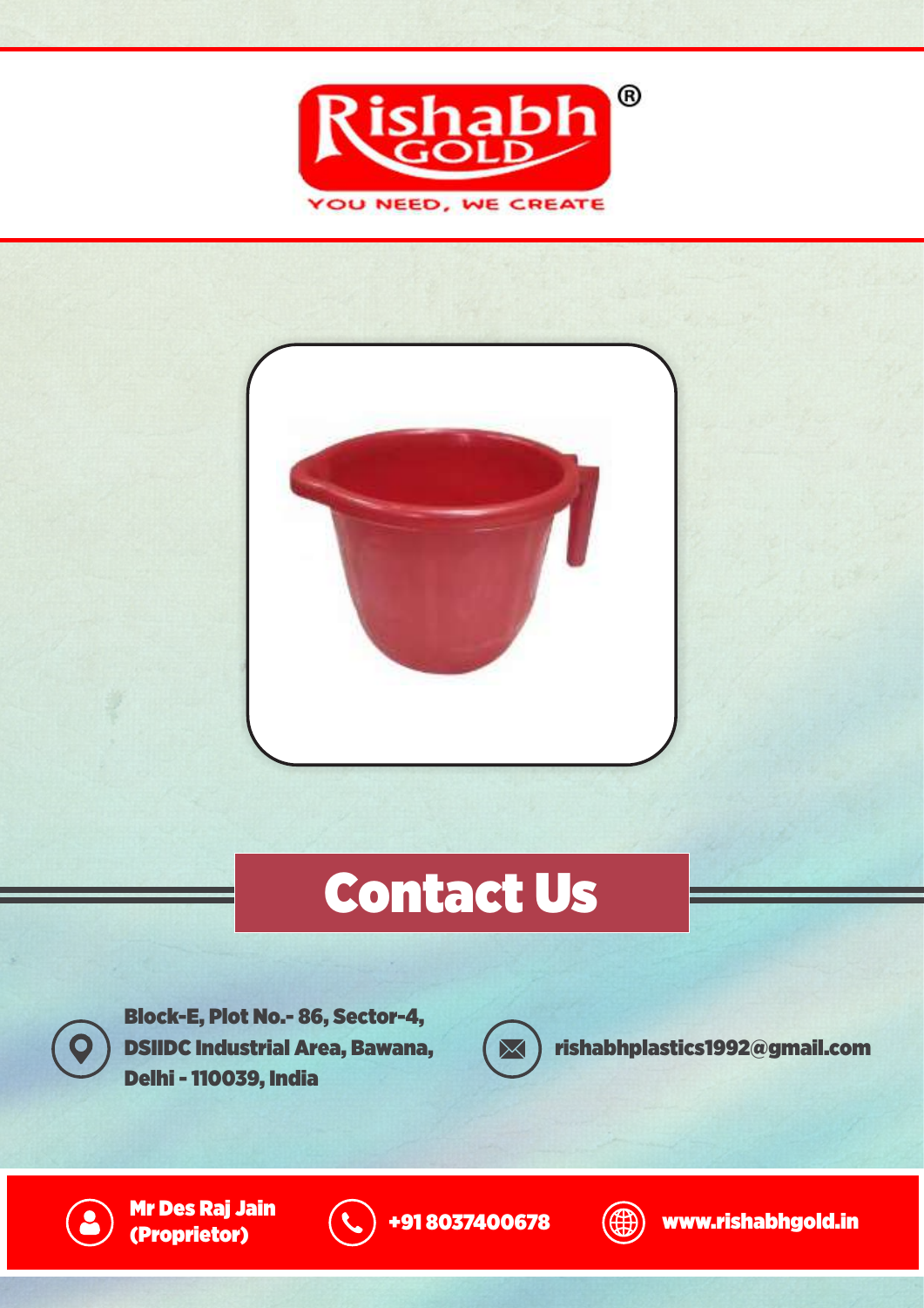Rishabh® GOLD

YOU NEED, WE CREATE

## Contact Us

Block-E, Plot No.- 86, Sector-4, DSIIDC Industrial Area, Bawana, Delhi - 110039, India

rishabhplastics1992@gmail.com

Mr Des Raj Jain (Proprietor)

+91 8037400678

www.rishabhgold.in